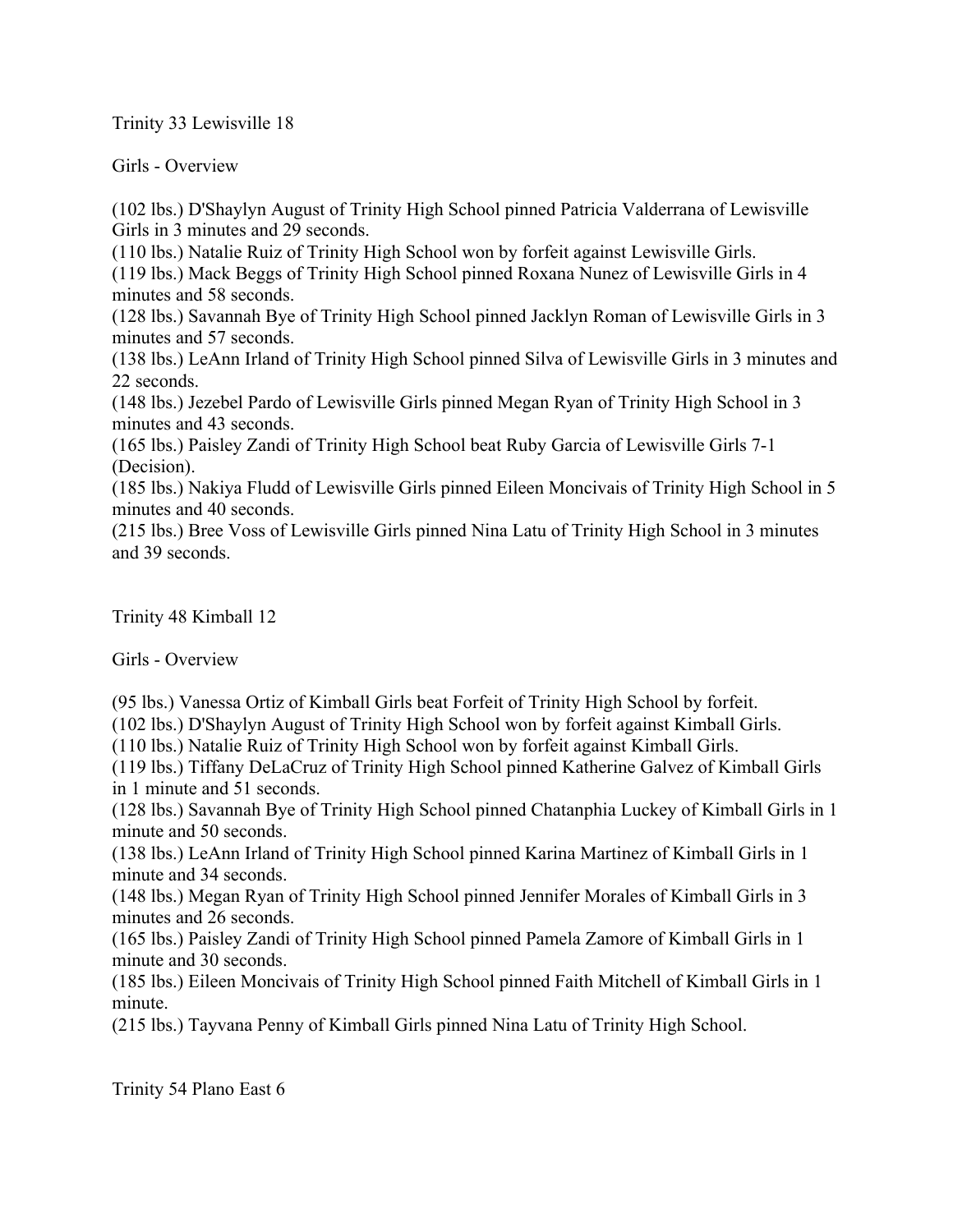Trinity 33 Lewisville 18

Girls - Overview

(102 lbs.) D'Shaylyn August of Trinity High School pinned Patricia Valderrana of Lewisville Girls in 3 minutes and 29 seconds.
(110 lbs.) Natalie Ruiz of Trinity High School won by forfeit against Lewisville Girls.
(119 lbs.) Mack Beggs of Trinity High School pinned Roxana Nunez of Lewisville Girls in 4 minutes and 58 seconds.
(128 lbs.) Savannah Bye of Trinity High School pinned Jacklyn Roman of Lewisville Girls in 3 minutes and 57 seconds.
(138 lbs.) LeAnn Irland of Trinity High School pinned Silva of Lewisville Girls in 3 minutes and 22 seconds.
(148 lbs.) Jezebel Pardo of Lewisville Girls pinned Megan Ryan of Trinity High School in 3 minutes and 43 seconds.
(165 lbs.) Paisley Zandi of Trinity High School beat Ruby Garcia of Lewisville Girls 7-1 (Decision).
(185 lbs.) Nakiya Fludd of Lewisville Girls pinned Eileen Moncivais of Trinity High School in 5 minutes and 40 seconds.
(215 lbs.) Bree Voss of Lewisville Girls pinned Nina Latu of Trinity High School in 3 minutes and 39 seconds.

Trinity 48 Kimball 12

Girls - Overview

(95 lbs.) Vanessa Ortiz of Kimball Girls beat Forfeit of Trinity High School by forfeit.
(102 lbs.) D'Shaylyn August of Trinity High School won by forfeit against Kimball Girls.
(110 lbs.) Natalie Ruiz of Trinity High School won by forfeit against Kimball Girls.
(119 lbs.) Tiffany DeLaCruz of Trinity High School pinned Katherine Galvez of Kimball Girls in 1 minute and 51 seconds.
(128 lbs.) Savannah Bye of Trinity High School pinned Chatanphia Luckey of Kimball Girls in 1 minute and 50 seconds.
(138 lbs.) LeAnn Irland of Trinity High School pinned Karina Martinez of Kimball Girls in 1 minute and 34 seconds.
(148 lbs.) Megan Ryan of Trinity High School pinned Jennifer Morales of Kimball Girls in 3 minutes and 26 seconds.
(165 lbs.) Paisley Zandi of Trinity High School pinned Pamela Zamore of Kimball Girls in 1 minute and 30 seconds.
(185 lbs.) Eileen Moncivais of Trinity High School pinned Faith Mitchell of Kimball Girls in 1 minute.
(215 lbs.) Tayvana Penny of Kimball Girls pinned Nina Latu of Trinity High School.

Trinity 54 Plano East 6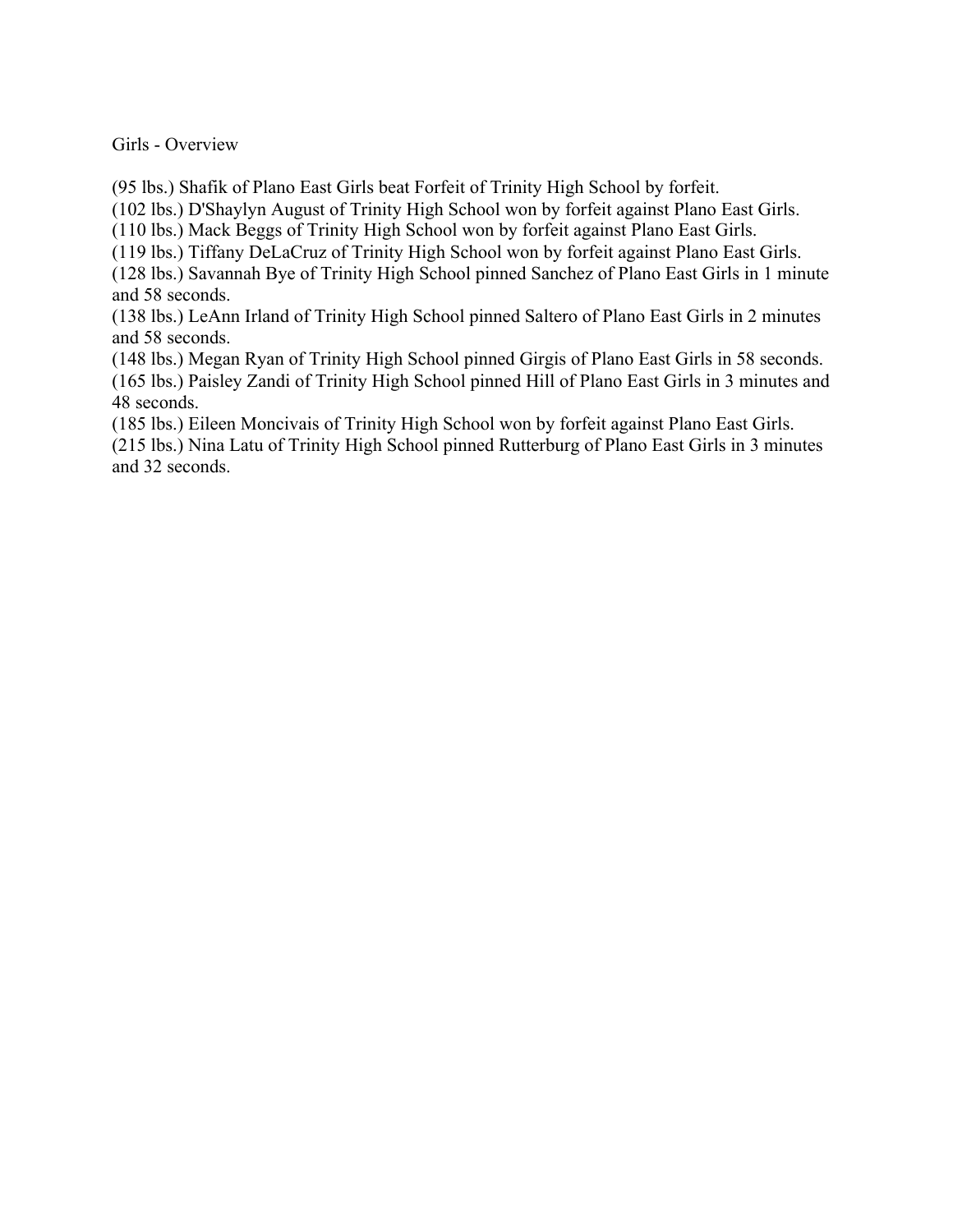Girls - Overview

(95 lbs.) Shafik of Plano East Girls beat Forfeit of Trinity High School by forfeit.
(102 lbs.) D'Shaylyn August of Trinity High School won by forfeit against Plano East Girls.
(110 lbs.) Mack Beggs of Trinity High School won by forfeit against Plano East Girls.
(119 lbs.) Tiffany DeLaCruz of Trinity High School won by forfeit against Plano East Girls.
(128 lbs.) Savannah Bye of Trinity High School pinned Sanchez of Plano East Girls in 1 minute and 58 seconds.
(138 lbs.) LeAnn Irland of Trinity High School pinned Saltero of Plano East Girls in 2 minutes and 58 seconds.
(148 lbs.) Megan Ryan of Trinity High School pinned Girgis of Plano East Girls in 58 seconds.
(165 lbs.) Paisley Zandi of Trinity High School pinned Hill of Plano East Girls in 3 minutes and 48 seconds.
(185 lbs.) Eileen Moncivais of Trinity High School won by forfeit against Plano East Girls.
(215 lbs.) Nina Latu of Trinity High School pinned Rutterburg of Plano East Girls in 3 minutes and 32 seconds.